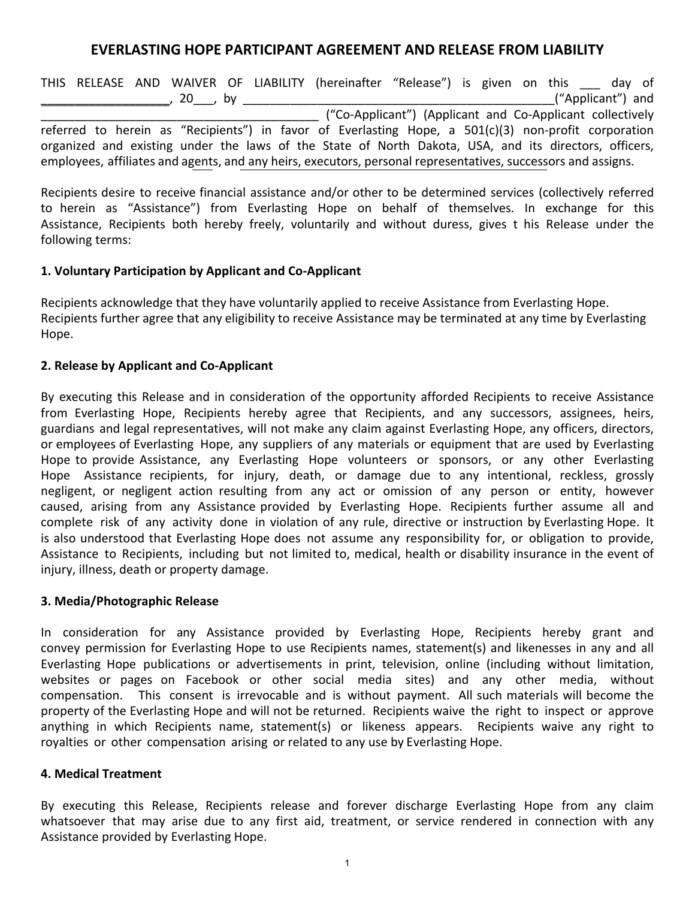# EVERLASTING HOPE PARTICIPANT AGREEMENT AND RELEASE FROM LIABILITY

THIS RELEASE AND WAIVER OF LIABILITY (hereinafter "Release") is given on this ___ day of __________________, 20___, by _____________________________________________("Applicant") and ________________________________________ ("Co-Applicant") (Applicant and Co-Applicant collectively referred to herein as "Recipients") in favor of Everlasting Hope, a 501(c)(3) non-profit corporation organized and existing under the laws of the State of North Dakota, USA, and its directors, officers, employees, affiliates and agents, and any heirs, executors, personal representatives, successors and assigns.

Recipients desire to receive financial assistance and/or other to be determined services (collectively referred to herein as "Assistance") from Everlasting Hope on behalf of themselves. In exchange for this Assistance, Recipients both hereby freely, voluntarily and without duress, gives t his Release under the following terms:

**1. Voluntary Participation by Applicant and Co-Applicant**

Recipients acknowledge that they have voluntarily applied to receive Assistance from Everlasting Hope. Recipients further agree that any eligibility to receive Assistance may be terminated at any time by Everlasting Hope.

**2. Release by Applicant and Co-Applicant**

By executing this Release and in consideration of the opportunity afforded Recipients to receive Assistance from Everlasting Hope, Recipients hereby agree that Recipients, and any successors, assignees, heirs, guardians and legal representatives, will not make any claim against Everlasting Hope, any officers, directors, or employees of Everlasting Hope, any suppliers of any materials or equipment that are used by Everlasting Hope to provide Assistance, any Everlasting Hope volunteers or sponsors, or any other Everlasting Hope Assistance recipients, for injury, death, or damage due to any intentional, reckless, grossly negligent, or negligent action resulting from any act or omission of any person or entity, however caused, arising from any Assistance provided by Everlasting Hope. Recipients further assume all and complete risk of any activity done in violation of any rule, directive or instruction by Everlasting Hope. It is also understood that Everlasting Hope does not assume any responsibility for, or obligation to provide, Assistance to Recipients, including but not limited to, medical, health or disability insurance in the event of injury, illness, death or property damage.

**3. Media/Photographic Release**

In consideration for any Assistance provided by Everlasting Hope, Recipients hereby grant and convey permission for Everlasting Hope to use Recipients names, statement(s) and likenesses in any and all Everlasting Hope publications or advertisements in print, television, online (including without limitation, websites or pages on Facebook or other social media sites) and any other media, without compensation. This consent is irrevocable and is without payment. All such materials will become the property of the Everlasting Hope and will not be returned. Recipients waive the right to inspect or approve anything in which Recipients name, statement(s) or likeness appears. Recipients waive any right to royalties or other compensation arising or related to any use by Everlasting Hope.

**4. Medical Treatment**

By executing this Release, Recipients release and forever discharge Everlasting Hope from any claim whatsoever that may arise due to any first aid, treatment, or service rendered in connection with any Assistance provided by Everlasting Hope.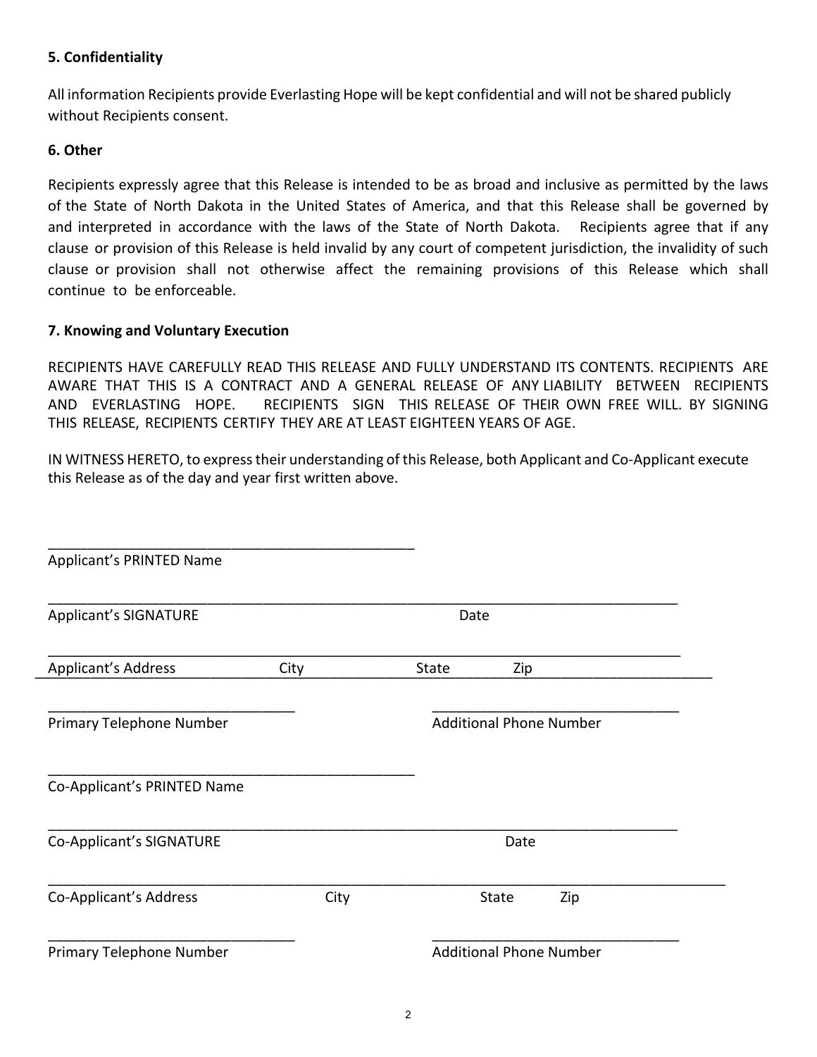**5. Confidentiality**

All information Recipients provide Everlasting Hope will be kept confidential and will not be shared publicly without Recipients consent.

**6. Other**

Recipients expressly agree that this Release is intended to be as broad and inclusive as permitted by the laws of the State of North Dakota in the United States of America, and that this Release shall be governed by and interpreted in accordance with the laws of the State of North Dakota. Recipients agree that if any clause or provision of this Release is held invalid by any court of competent jurisdiction, the invalidity of such clause or provision shall not otherwise affect the remaining provisions of this Release which shall continue to be enforceable.

**7. Knowing and Voluntary Execution**

RECIPIENTS HAVE CAREFULLY READ THIS RELEASE AND FULLY UNDERSTAND ITS CONTENTS. RECIPIENTS ARE AWARE THAT THIS IS A CONTRACT AND A GENERAL RELEASE OF ANY LIABILITY BETWEEN RECIPIENTS AND EVERLASTING HOPE. RECIPIENTS SIGN THIS RELEASE OF THEIR OWN FREE WILL. BY SIGNING THIS RELEASE, RECIPIENTS CERTIFY THEY ARE AT LEAST EIGHTEEN YEARS OF AGE.

IN WITNESS HERETO, to express their understanding of this Release, both Applicant and Co-Applicant execute this Release as of the day and year first written above.

________________________________________________
Applicant's PRINTED Name

________________________________________________________________________________
Applicant's SIGNATURE Date

________________________________________________________________________________
Applicant's Address City State Zip

________________________________ ________________________________
Primary Telephone Number Additional Phone Number

________________________________________________
Co-Applicant's PRINTED Name

________________________________________________________________________________
Co-Applicant's SIGNATURE Date

________________________________________________________________________________
Co-Applicant's Address City State Zip

________________________________ ________________________________
Primary Telephone Number Additional Phone Number